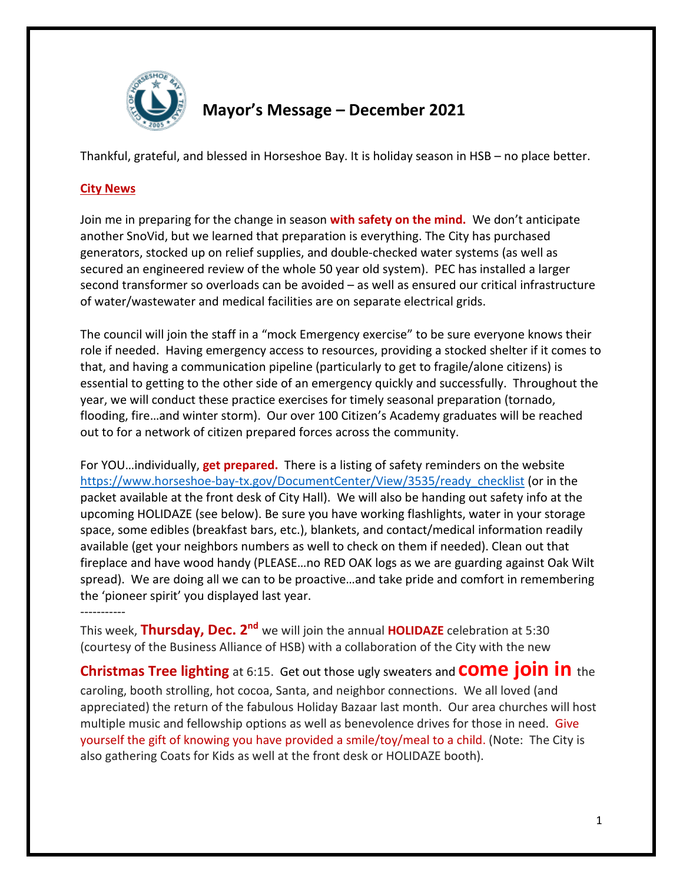# Mayor's Message – December 2021

Thankful, grateful, and blessed in Horseshoe Bay. It is holiday season in HSB – no place better.

**City News**

Join me in preparing for the change in season **with safety on the mind.** We don't anticipate another SnoVid, but we learned that preparation is everything. The City has purchased generators, stocked up on relief supplies, and double-checked water systems (as well as secured an engineered review of the whole 50 year old system). PEC has installed a larger second transformer so overloads can be avoided – as well as ensured our critical infrastructure of water/wastewater and medical facilities are on separate electrical grids.

The council will join the staff in a "mock Emergency exercise" to be sure everyone knows their role if needed. Having emergency access to resources, providing a stocked shelter if it comes to that, and having a communication pipeline (particularly to get to fragile/alone citizens) is essential to getting to the other side of an emergency quickly and successfully. Throughout the year, we will conduct these practice exercises for timely seasonal preparation (tornado, flooding, fire…and winter storm). Our over 100 Citizen's Academy graduates will be reached out to for a network of citizen prepared forces across the community.

For YOU…individually, **get prepared.** There is a listing of safety reminders on the website https://www.horseshoe-bay-tx.gov/DocumentCenter/View/3535/ready_checklist (or in the packet available at the front desk of City Hall). We will also be handing out safety info at the upcoming HOLIDAZE (see below). Be sure you have working flashlights, water in your storage space, some edibles (breakfast bars, etc.), blankets, and contact/medical information readily available (get your neighbors numbers as well to check on them if needed). Clean out that fireplace and have wood handy (PLEASE…no RED OAK logs as we are guarding against Oak Wilt spread). We are doing all we can to be proactive…and take pride and comfort in remembering the 'pioneer spirit' you displayed last year.

-----------

This week, **Thursday, Dec. 2nd** we will join the annual **HOLIDAZE** celebration at 5:30 (courtesy of the Business Alliance of HSB) with a collaboration of the City with the new **Christmas Tree lighting** at 6:15. Get out those ugly sweaters and **come join in** the caroling, booth strolling, hot cocoa, Santa, and neighbor connections. We all loved (and appreciated) the return of the fabulous Holiday Bazaar last month. Our area churches will host multiple music and fellowship options as well as benevolence drives for those in need. Give yourself the gift of knowing you have provided a smile/toy/meal to a child. (Note: The City is also gathering Coats for Kids as well at the front desk or HOLIDAZE booth).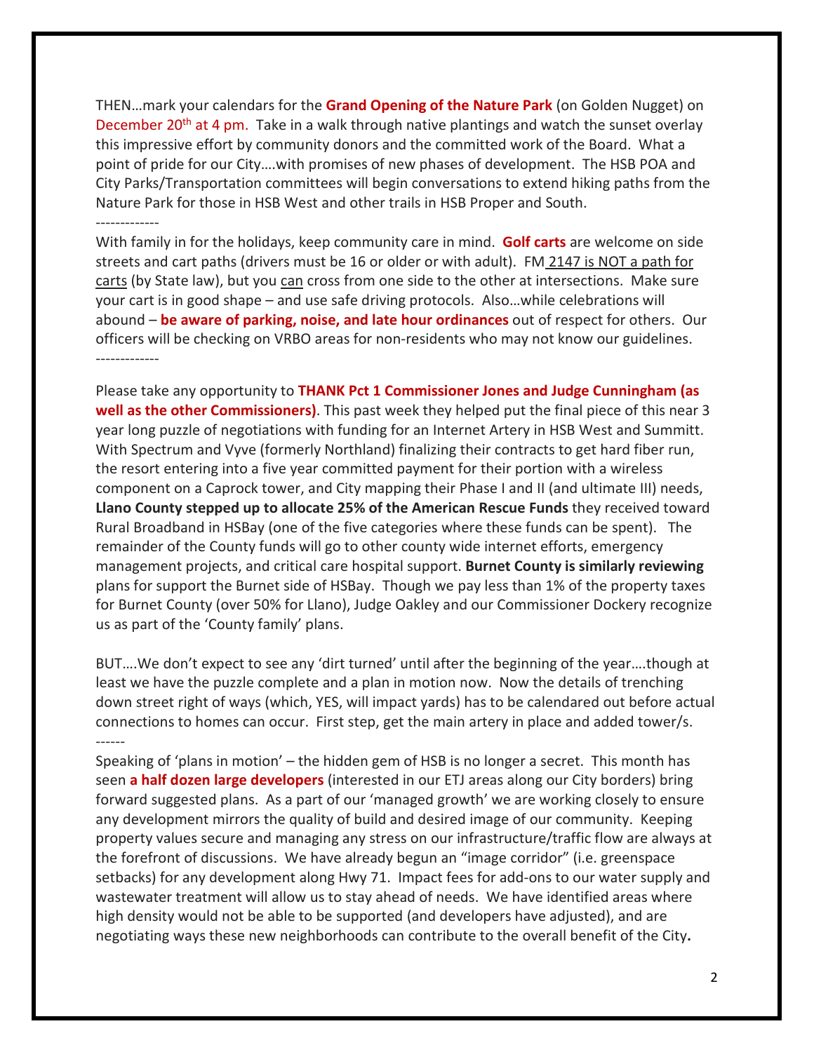THEN…mark your calendars for the **Grand Opening of the Nature Park** (on Golden Nugget) on December 20th at 4 pm. Take in a walk through native plantings and watch the sunset overlay this impressive effort by community donors and the committed work of the Board. What a point of pride for our City….with promises of new phases of development. The HSB POA and City Parks/Transportation committees will begin conversations to extend hiking paths from the Nature Park for those in HSB West and other trails in HSB Proper and South.

-------------

With family in for the holidays, keep community care in mind. **Golf carts** are welcome on side streets and cart paths (drivers must be 16 or older or with adult). FM 2147 is NOT a path for carts (by State law), but you can cross from one side to the other at intersections. Make sure your cart is in good shape – and use safe driving protocols. Also…while celebrations will abound – **be aware of parking, noise, and late hour ordinances** out of respect for others. Our officers will be checking on VRBO areas for non-residents who may not know our guidelines.

-------------

Please take any opportunity to **THANK Pct 1 Commissioner Jones and Judge Cunningham (as well as the other Commissioners)**. This past week they helped put the final piece of this near 3 year long puzzle of negotiations with funding for an Internet Artery in HSB West and Summitt. With Spectrum and Vyve (formerly Northland) finalizing their contracts to get hard fiber run, the resort entering into a five year committed payment for their portion with a wireless component on a Caprock tower, and City mapping their Phase I and II (and ultimate III) needs, **Llano County stepped up to allocate 25% of the American Rescue Funds** they received toward Rural Broadband in HSBay (one of the five categories where these funds can be spent). The remainder of the County funds will go to other county wide internet efforts, emergency management projects, and critical care hospital support. **Burnet County is similarly reviewing** plans for support the Burnet side of HSBay. Though we pay less than 1% of the property taxes for Burnet County (over 50% for Llano), Judge Oakley and our Commissioner Dockery recognize us as part of the 'County family' plans.

BUT….We don't expect to see any 'dirt turned' until after the beginning of the year….though at least we have the puzzle complete and a plan in motion now. Now the details of trenching down street right of ways (which, YES, will impact yards) has to be calendared out before actual connections to homes can occur. First step, get the main artery in place and added tower/s.

------

Speaking of 'plans in motion' – the hidden gem of HSB is no longer a secret. This month has seen **a half dozen large developers** (interested in our ETJ areas along our City borders) bring forward suggested plans. As a part of our 'managed growth' we are working closely to ensure any development mirrors the quality of build and desired image of our community. Keeping property values secure and managing any stress on our infrastructure/traffic flow are always at the forefront of discussions. We have already begun an "image corridor" (i.e. greenspace setbacks) for any development along Hwy 71. Impact fees for add-ons to our water supply and wastewater treatment will allow us to stay ahead of needs. We have identified areas where high density would not be able to be supported (and developers have adjusted), and are negotiating ways these new neighborhoods can contribute to the overall benefit of the City.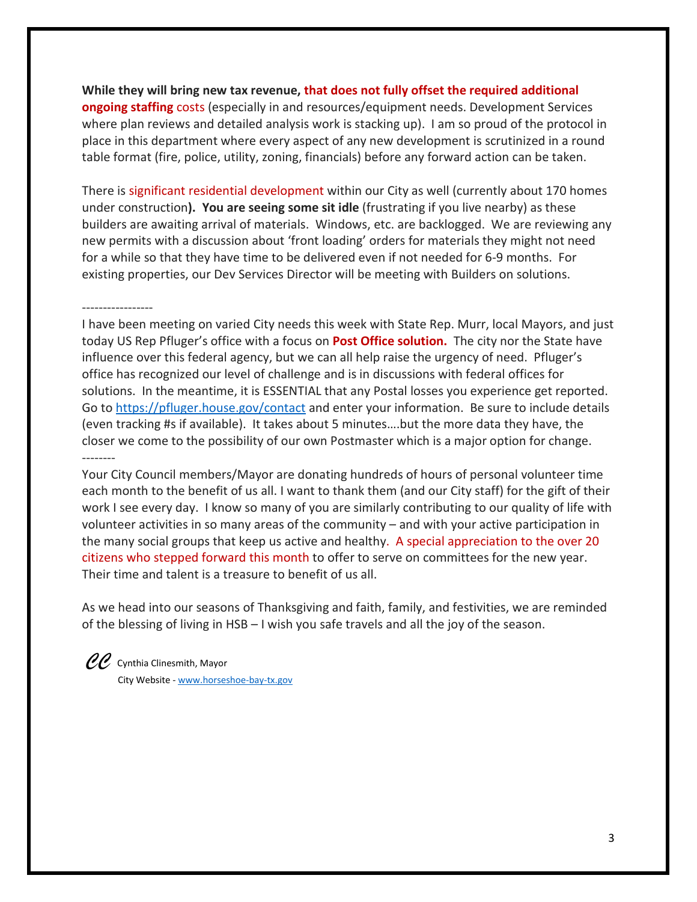**While they will bring new tax revenue, that does not fully offset the required additional ongoing staffing** costs (especially in and resources/equipment needs. Development Services where plan reviews and detailed analysis work is stacking up). I am so proud of the protocol in place in this department where every aspect of any new development is scrutinized in a round table format (fire, police, utility, zoning, financials) before any forward action can be taken.

There is significant residential development within our City as well (currently about 170 homes under construction**). You are seeing some sit idle** (frustrating if you live nearby) as these builders are awaiting arrival of materials. Windows, etc. are backlogged. We are reviewing any new permits with a discussion about 'front loading' orders for materials they might not need for a while so that they have time to be delivered even if not needed for 6-9 months. For existing properties, our Dev Services Director will be meeting with Builders on solutions.

-----------------

I have been meeting on varied City needs this week with State Rep. Murr, local Mayors, and just today US Rep Pfluger's office with a focus on **Post Office solution.** The city nor the State have influence over this federal agency, but we can all help raise the urgency of need. Pfluger's office has recognized our level of challenge and is in discussions with federal offices for solutions. In the meantime, it is ESSENTIAL that any Postal losses you experience get reported. Go to [https://pfluger.house.gov/contact](https://pfluger.house.gov/contact) and enter your information. Be sure to include details (even tracking #s if available). It takes about 5 minutes….but the more data they have, the closer we come to the possibility of our own Postmaster which is a major option for change.

--------

Your City Council members/Mayor are donating hundreds of hours of personal volunteer time each month to the benefit of us all. I want to thank them (and our City staff) for the gift of their work I see every day. I know so many of you are similarly contributing to our quality of life with volunteer activities in so many areas of the community – and with your active participation in the many social groups that keep us active and healthy. A special appreciation to the over 20 citizens who stepped forward this month to offer to serve on committees for the new year. Their time and talent is a treasure to benefit of us all.

As we head into our seasons of Thanksgiving and faith, family, and festivities, we are reminded of the blessing of living in HSB – I wish you safe travels and all the joy of the season.

*CC* Cynthia Clinesmith, Mayor

City Website - [www.horseshoe-bay-tx.gov](www.horseshoe-bay-tx.gov)